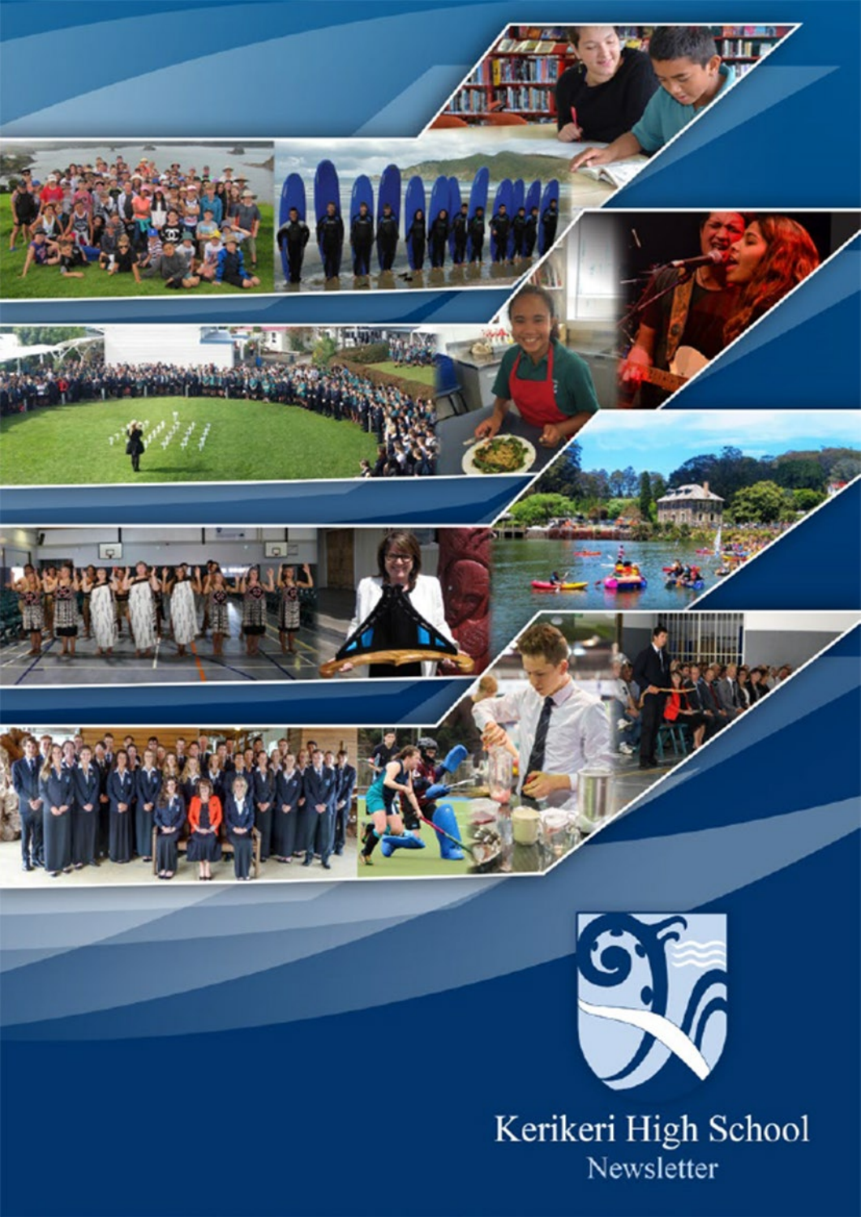# Kerikeri High School

Newsletter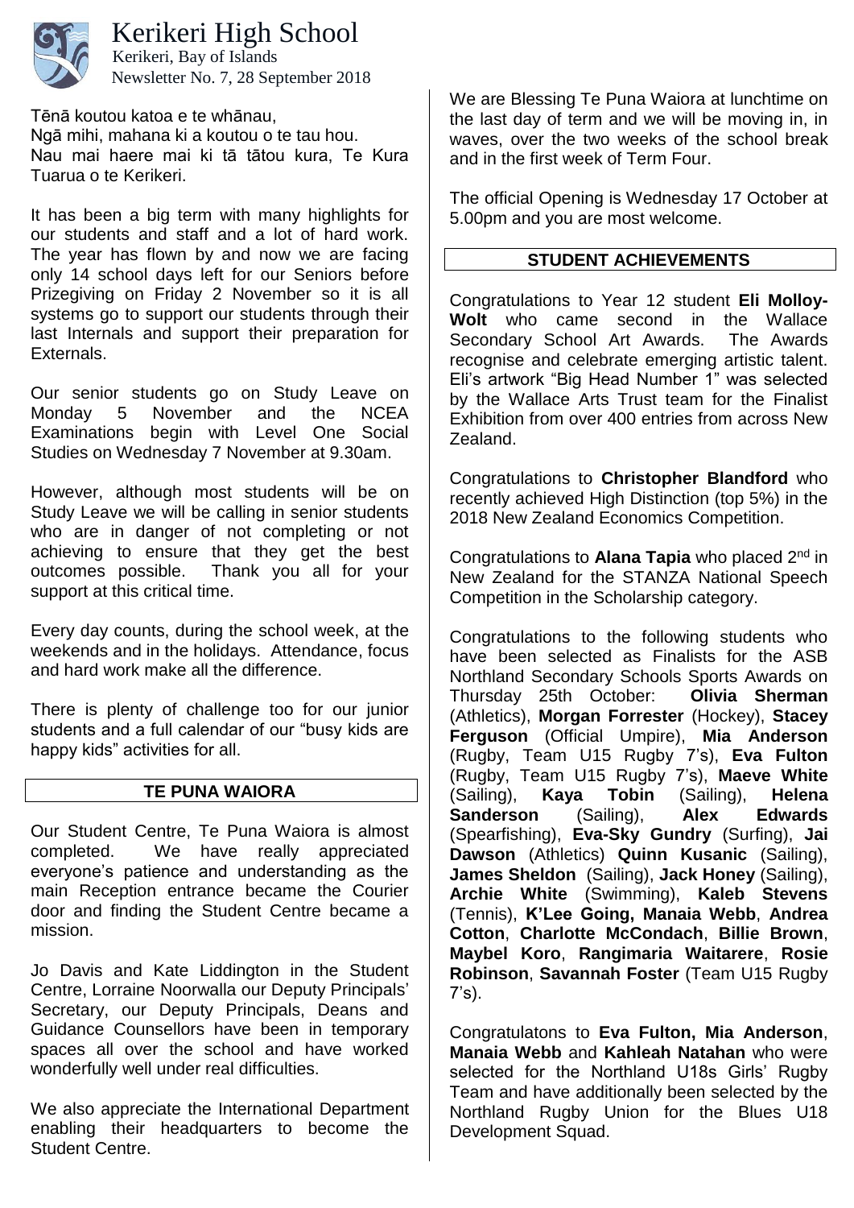# Kerikeri High School

Kerikeri, Bay of Islands

Newsletter No. 7, 28 September 2018

Tēnā koutou katoa e te whānau,
Ngā mihi, mahana ki a koutou o te tau hou.
Nau mai haere mai ki tā tātou kura, Te Kura Tuarua o te Kerikeri.

It has been a big term with many highlights for our students and staff and a lot of hard work. The year has flown by and now we are facing only 14 school days left for our Seniors before Prizegiving on Friday 2 November so it is all systems go to support our students through their last Internals and support their preparation for Externals.

Our senior students go on Study Leave on Monday 5 November and the NCEA Examinations begin with Level One Social Studies on Wednesday 7 November at 9.30am.

However, although most students will be on Study Leave we will be calling in senior students who are in danger of not completing or not achieving to ensure that they get the best outcomes possible. Thank you all for your support at this critical time.

Every day counts, during the school week, at the weekends and in the holidays. Attendance, focus and hard work make all the difference.

There is plenty of challenge too for our junior students and a full calendar of our "busy kids are happy kids" activities for all.

## TE PUNA WAIORA

Our Student Centre, Te Puna Waiora is almost completed. We have really appreciated everyone's patience and understanding as the main Reception entrance became the Courier door and finding the Student Centre became a mission.

Jo Davis and Kate Liddington in the Student Centre, Lorraine Noorwalla our Deputy Principals' Secretary, our Deputy Principals, Deans and Guidance Counsellors have been in temporary spaces all over the school and have worked wonderfully well under real difficulties.

We also appreciate the International Department enabling their headquarters to become the Student Centre.

We are Blessing Te Puna Waiora at lunchtime on the last day of term and we will be moving in, in waves, over the two weeks of the school break and in the first week of Term Four.

The official Opening is Wednesday 17 October at 5.00pm and you are most welcome.

## STUDENT ACHIEVEMENTS

Congratulations to Year 12 student **Eli Molloy-Wolt** who came second in the Wallace Secondary School Art Awards. The Awards recognise and celebrate emerging artistic talent. Eli's artwork "Big Head Number 1" was selected by the Wallace Arts Trust team for the Finalist Exhibition from over 400 entries from across New Zealand.

Congratulations to **Christopher Blandford** who recently achieved High Distinction (top 5%) in the 2018 New Zealand Economics Competition.

Congratulations to **Alana Tapia** who placed 2nd in New Zealand for the STANZA National Speech Competition in the Scholarship category.

Congratulations to the following students who have been selected as Finalists for the ASB Northland Secondary Schools Sports Awards on Thursday 25th October: **Olivia Sherman** (Athletics), **Morgan Forrester** (Hockey), **Stacey Ferguson** (Official Umpire), **Mia Anderson** (Rugby, Team U15 Rugby 7's), **Eva Fulton** (Rugby, Team U15 Rugby 7's), **Maeve White** (Sailing), **Kaya Tobin** (Sailing), **Helena Sanderson** (Sailing), **Alex Edwards** (Spearfishing), **Eva-Sky Gundry** (Surfing), **Jai Dawson** (Athletics) **Quinn Kusanic** (Sailing), **James Sheldon** (Sailing), **Jack Honey** (Sailing), **Archie White** (Swimming), **Kaleb Stevens** (Tennis), **K'Lee Going, Manaia Webb**, **Andrea Cotton**, **Charlotte McCondach**, **Billie Brown**, **Maybel Koro**, **Rangimaria Waitarere**, **Rosie Robinson**, **Savannah Foster** (Team U15 Rugby 7's).

Congratulatons to **Eva Fulton, Mia Anderson**, **Manaia Webb** and **Kahleah Natahan** who were selected for the Northland U18s Girls' Rugby Team and have additionally been selected by the Northland Rugby Union for the Blues U18 Development Squad.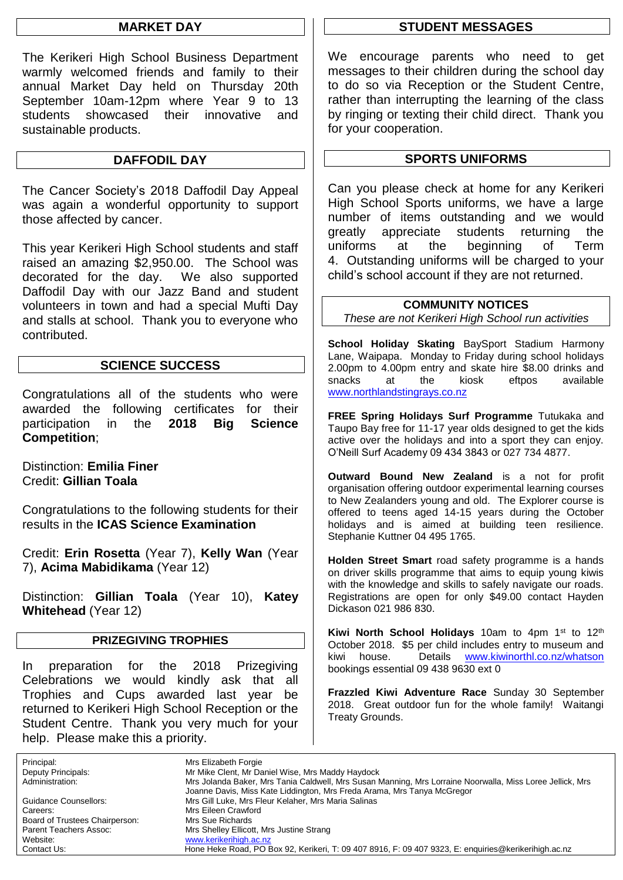## MARKET DAY

The Kerikeri High School Business Department warmly welcomed friends and family to their annual Market Day held on Thursday 20th September 10am-12pm where Year 9 to 13 students showcased their innovative and sustainable products.

## DAFFODIL DAY

The Cancer Society's 2018 Daffodil Day Appeal was again a wonderful opportunity to support those affected by cancer.

This year Kerikeri High School students and staff raised an amazing $2,950.00. The School was decorated for the day. We also supported Daffodil Day with our Jazz Band and student volunteers in town and had a special Mufti Day and stalls at school. Thank you to everyone who contributed.

## SCIENCE SUCCESS

Congratulations all of the students who were awarded the following certificates for their participation in the **2018 Big Science Competition**;

Distinction: **Emilia Finer**
Credit: **Gillian Toala**

Congratulations to the following students for their results in the **ICAS Science Examination**

Credit: **Erin Rosetta** (Year 7), **Kelly Wan** (Year 7), **Acima Mabidikama** (Year 12)

Distinction: **Gillian Toala** (Year 10), **Katey Whitehead** (Year 12)

## PRIZEGIVING TROPHIES

In preparation for the 2018 Prizegiving Celebrations we would kindly ask that all Trophies and Cups awarded last year be returned to Kerikeri High School Reception or the Student Centre. Thank you very much for your help. Please make this a priority.

## STUDENT MESSAGES

We encourage parents who need to get messages to their children during the school day to do so via Reception or the Student Centre, rather than interrupting the learning of the class by ringing or texting their child direct. Thank you for your cooperation.

## SPORTS UNIFORMS

Can you please check at home for any Kerikeri High School Sports uniforms, we have a large number of items outstanding and we would greatly appreciate students returning the uniforms at the beginning of Term 4. Outstanding uniforms will be charged to your child's school account if they are not returned.

## COMMUNITY NOTICES

*These are not Kerikeri High School run activities*

**School Holiday Skating** BaySport Stadium Harmony Lane, Waipapa. Monday to Friday during school holidays 2.00pm to 4.00pm entry and skate hire $8.00 drinks and snacks at the kiosk eftpos available www.northlandstingrays.co.nz

**FREE Spring Holidays Surf Programme** Tutukaka and Taupo Bay free for 11-17 year olds designed to get the kids active over the holidays and into a sport they can enjoy. O'Neill Surf Academy 09 434 3843 or 027 734 4877.

**Outward Bound New Zealand** is a not for profit organisation offering outdoor experimental learning courses to New Zealanders young and old. The Explorer course is offered to teens aged 14-15 years during the October holidays and is aimed at building teen resilience. Stephanie Kuttner 04 495 1765.

**Holden Street Smart** road safety programme is a hands on driver skills programme that aims to equip young kiwis with the knowledge and skills to safely navigate our roads. Registrations are open for only $49.00 contact Hayden Dickason 021 986 830.

**Kiwi North School Holidays** 10am to 4pm 1st to 12th October 2018. $5 per child includes entry to museum and kiwi house. Details www.kiwinorthl.co.nz/whatson bookings essential 09 438 9630 ext 0

**Frazzled Kiwi Adventure Race** Sunday 30 September 2018. Great outdoor fun for the whole family! Waitangi Treaty Grounds.

| | |
|---|---|
| Principal: | Mrs Elizabeth Forgie |
| Deputy Principals: | Mr Mike Clent, Mr Daniel Wise, Mrs Maddy Haydock |
| Administration: | Mrs Jolanda Baker, Mrs Tania Caldwell, Mrs Susan Manning, Mrs Lorraine Noorwalla, Miss Loree Jellick, Mrs Joanne Davis, Miss Kate Liddington, Mrs Freda Arama, Mrs Tanya McGregor |
| Guidance Counsellors: | Mrs Gill Luke, Mrs Fleur Kelaher, Mrs Maria Salinas |
| Careers: | Mrs Eileen Crawford |
| Board of Trustees Chairperson: | Mrs Sue Richards |
| Parent Teachers Assoc: | Mrs Shelley Ellicott, Mrs Justine Strang |
| Website: | www.kerikerihigh.ac.nz |
| Contact Us: | Hone Heke Road, PO Box 92, Kerikeri, T: 09 407 8916, F: 09 407 9323, E: enquiries@kerikerihigh.ac.nz |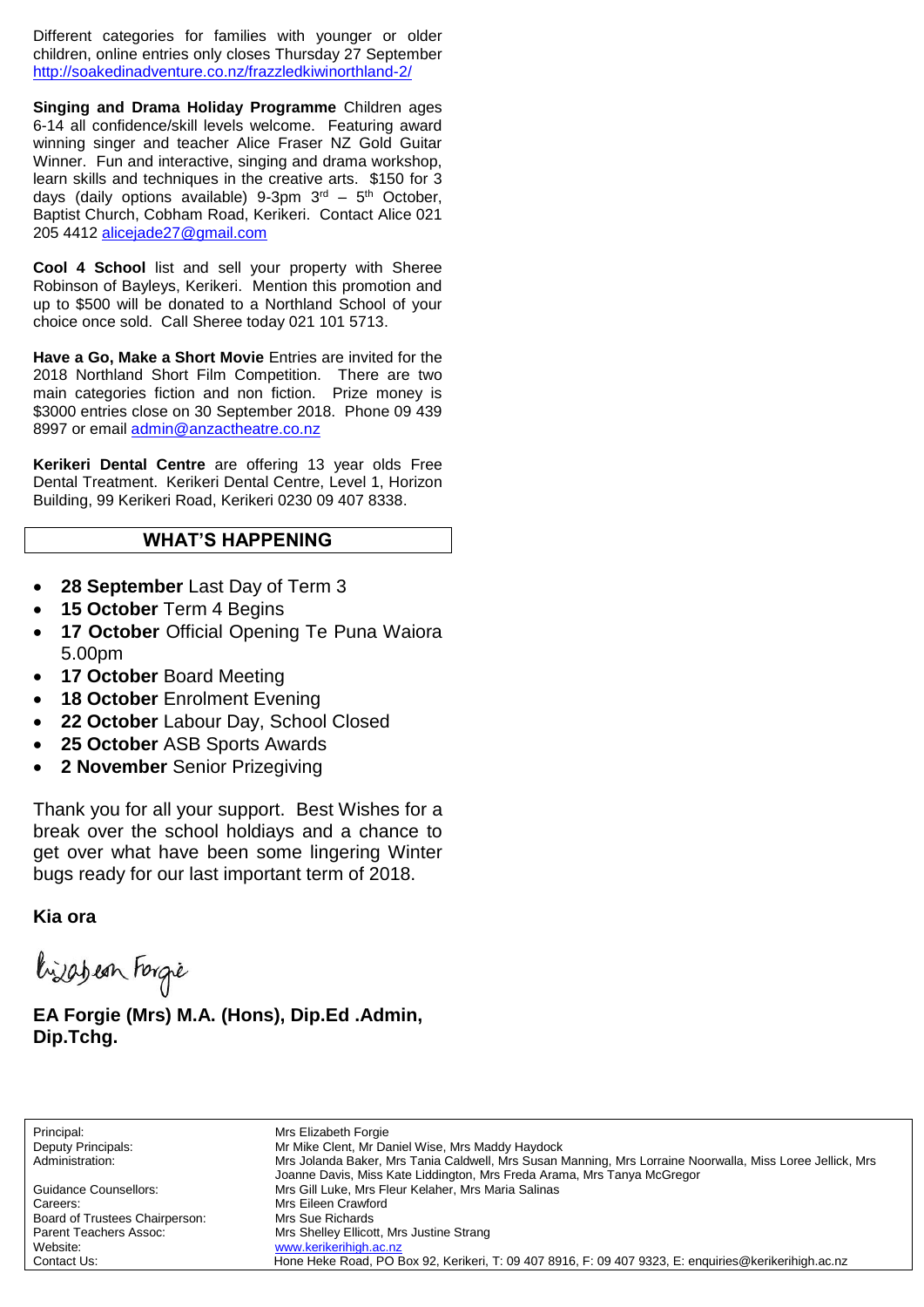Different categories for families with younger or older children, online entries only closes Thursday 27 September http://soakedinadventure.co.nz/frazzledkiwinorthland-2/

**Singing and Drama Holiday Programme** Children ages 6-14 all confidence/skill levels welcome. Featuring award winning singer and teacher Alice Fraser NZ Gold Guitar Winner. Fun and interactive, singing and drama workshop, learn skills and techniques in the creative arts. $150 for 3 days (daily options available) 9-3pm 3rd – 5th October, Baptist Church, Cobham Road, Kerikeri. Contact Alice 021 205 4412 alicejade27@gmail.com

**Cool 4 School** list and sell your property with Sheree Robinson of Bayleys, Kerikeri. Mention this promotion and up to $500 will be donated to a Northland School of your choice once sold. Call Sheree today 021 101 5713.

**Have a Go, Make a Short Movie** Entries are invited for the 2018 Northland Short Film Competition. There are two main categories fiction and non fiction. Prize money is $3000 entries close on 30 September 2018. Phone 09 439 8997 or email admin@anzactheatre.co.nz

**Kerikeri Dental Centre** are offering 13 year olds Free Dental Treatment. Kerikeri Dental Centre, Level 1, Horizon Building, 99 Kerikeri Road, Kerikeri 0230 09 407 8338.

## WHAT'S HAPPENING

- **28 September** Last Day of Term 3
- **15 October** Term 4 Begins
- **17 October** Official Opening Te Puna Waiora 5.00pm
- **17 October** Board Meeting
- **18 October** Enrolment Evening
- **22 October** Labour Day, School Closed
- **25 October** ASB Sports Awards
- **2 November** Senior Prizegiving

Thank you for all your support. Best Wishes for a break over the school holdiays and a chance to get over what have been some lingering Winter bugs ready for our last important term of 2018.

**Kia ora**

Elizabeth Forgie

**EA Forgie (Mrs) M.A. (Hons), Dip.Ed .Admin, Dip.Tchg.**

| | |
|---|---|
| Principal: | Mrs Elizabeth Forgie |
| Deputy Principals: | Mr Mike Clent, Mr Daniel Wise, Mrs Maddy Haydock |
| Administration: | Mrs Jolanda Baker, Mrs Tania Caldwell, Mrs Susan Manning, Mrs Lorraine Noorwalla, Miss Loree Jellick, Mrs Joanne Davis, Miss Kate Liddington, Mrs Freda Arama, Mrs Tanya McGregor |
| Guidance Counsellors: | Mrs Gill Luke, Mrs Fleur Kelaher, Mrs Maria Salinas |
| Careers: | Mrs Eileen Crawford |
| Board of Trustees Chairperson: | Mrs Sue Richards |
| Parent Teachers Assoc: | Mrs Shelley Ellicott, Mrs Justine Strang |
| Website: | www.kerikerihigh.ac.nz |
| Contact Us: | Hone Heke Road, PO Box 92, Kerikeri, T: 09 407 8916, F: 09 407 9323, E: enquiries@kerikerihigh.ac.nz |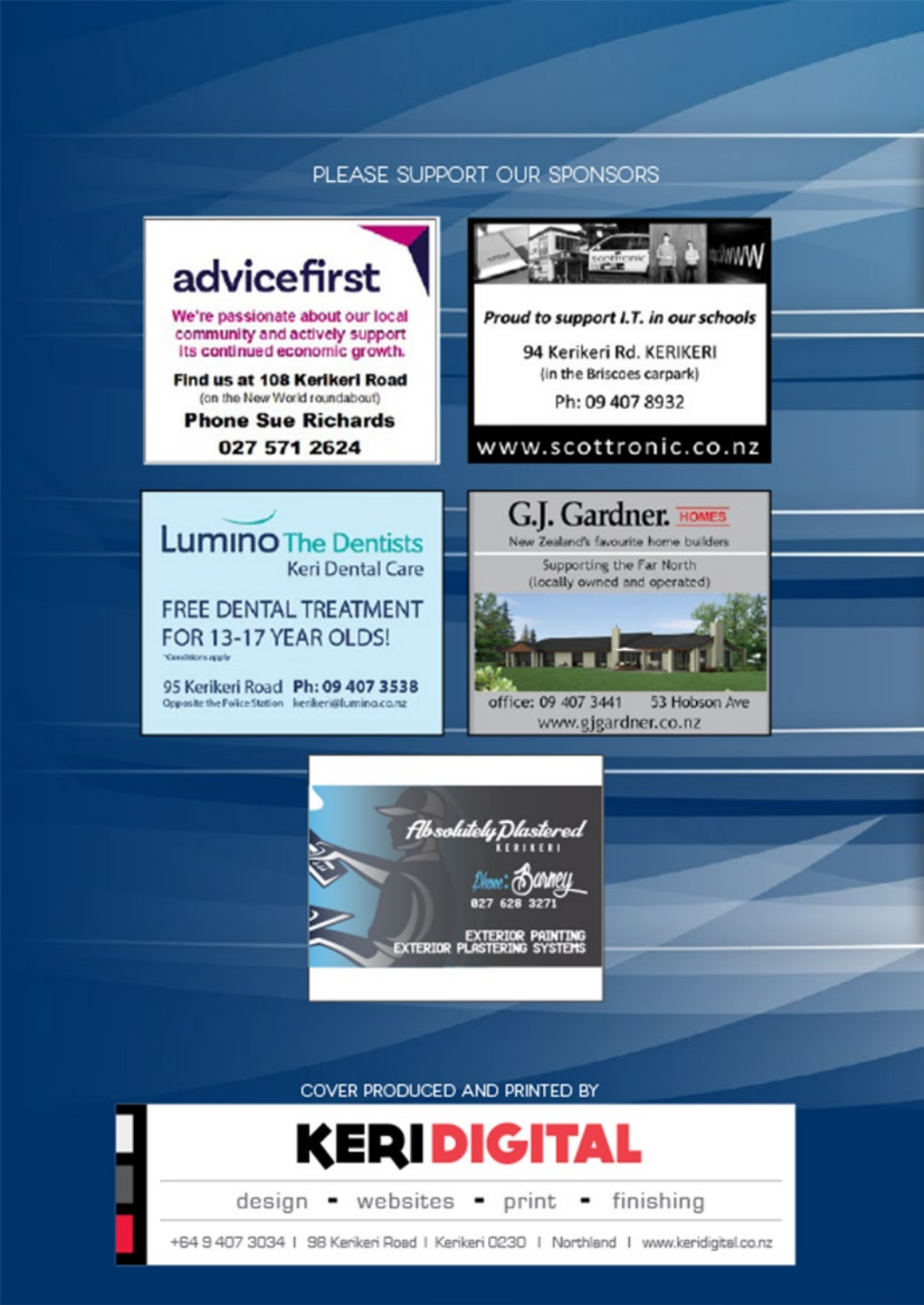## PLEASE SUPPORT OUR SPONSORS

**advicefirst**

We're passionate about our local community and actively support its continued economic growth.

**Find us at 108 Kerikeri Road**
(on the New World roundabout)

**Phone Sue Richards**
**027 571 2624**

*Proud to support I.T. in our schools*

94 Kerikeri Rd. KERIKERI
(in the Briscoes carpark)

Ph: 09 407 8932

www.scottronic.co.nz

**Lumino The Dentists**
Keri Dental Care

FREE DENTAL TREATMENT FOR 13-17 YEAR OLDS!
*Conditions apply

95 Kerikeri Road **Ph: 09 407 3538**
Opposite the Police Station kerikeri@lumino.co.nz

**G.J. Gardner. HOMES**
New Zealand's favourite home builders

Supporting the Far North
(locally owned and operated)

office: 09 407 3441 53 Hobson Ave
www.gjgardner.co.nz

*Absolutely Plastered*
KERIKERI

Phone: Barney
027 628 3271

EXTERIOR PAINTING
EXTERIOR PLASTERING SYSTEMS

COVER PRODUCED AND PRINTED BY

**KERIDIGITAL**

design - websites - print - finishing

+64 9 407 3034 | 98 Kerikeri Road | Kerikeri 0230 | Northland | www.keridigital.co.nz